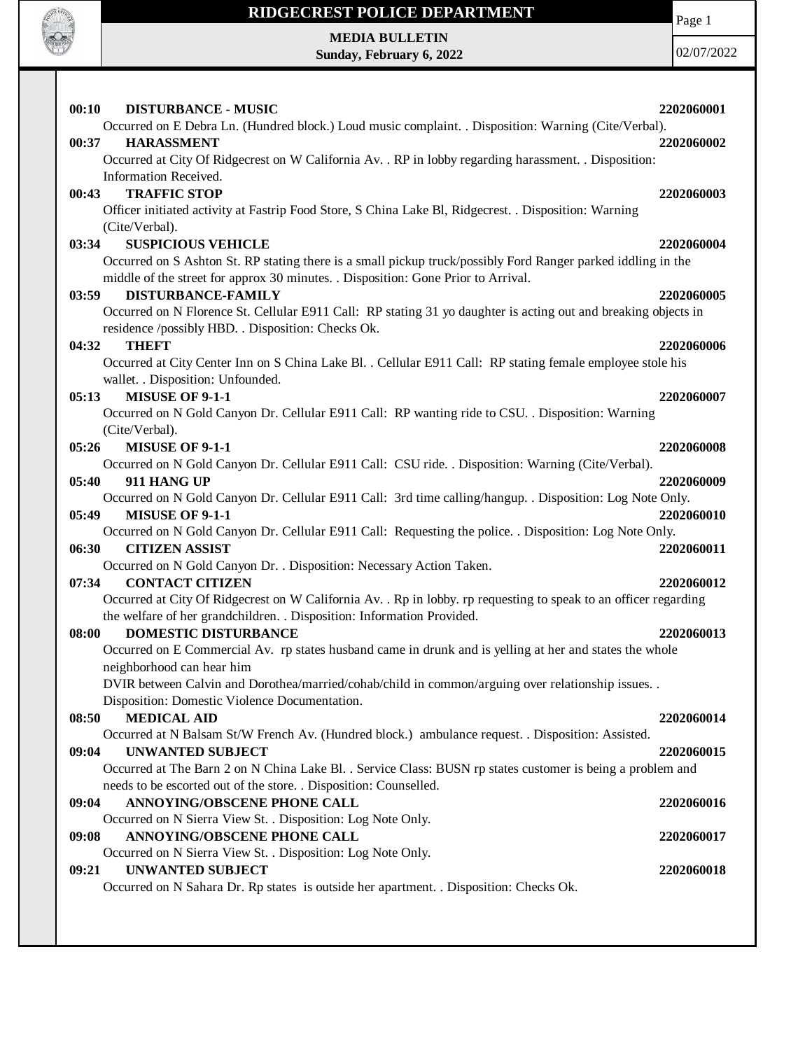# RIDGECREST POLICE DEPARTMENT

**MEDIA BULLETIN**
**Sunday, February 6, 2022**

02/07/2022

**00:10 DISTURBANCE - MUSIC** **2202060001**
Occurred on E Debra Ln. (Hundred block.) Loud music complaint. . Disposition: Warning (Cite/Verbal).

**00:37 HARASSMENT** **2202060002**
Occurred at City Of Ridgecrest on W California Av. . RP in lobby regarding harassment. . Disposition: Information Received.

**00:43 TRAFFIC STOP** **2202060003**
Officer initiated activity at Fastrip Food Store, S China Lake Bl, Ridgecrest. . Disposition: Warning (Cite/Verbal).

**03:34 SUSPICIOUS VEHICLE** **2202060004**
Occurred on S Ashton St. RP stating there is a small pickup truck/possibly Ford Ranger parked iddling in the middle of the street for approx 30 minutes. . Disposition: Gone Prior to Arrival.

**03:59 DISTURBANCE-FAMILY** **2202060005**
Occurred on N Florence St. Cellular E911 Call: RP stating 31 yo daughter is acting out and breaking objects in residence /possibly HBD. . Disposition: Checks Ok.

**04:32 THEFT** **2202060006**
Occurred at City Center Inn on S China Lake Bl. . Cellular E911 Call: RP stating female employee stole his wallet. . Disposition: Unfounded.

**05:13 MISUSE OF 9-1-1** **2202060007**
Occurred on N Gold Canyon Dr. Cellular E911 Call: RP wanting ride to CSU. . Disposition: Warning (Cite/Verbal).

**05:26 MISUSE OF 9-1-1** **2202060008**
Occurred on N Gold Canyon Dr. Cellular E911 Call: CSU ride. . Disposition: Warning (Cite/Verbal).

**05:40 911 HANG UP** **2202060009**
Occurred on N Gold Canyon Dr. Cellular E911 Call: 3rd time calling/hangup. . Disposition: Log Note Only.

**05:49 MISUSE OF 9-1-1** **2202060010**
Occurred on N Gold Canyon Dr. Cellular E911 Call: Requesting the police. . Disposition: Log Note Only.

**06:30 CITIZEN ASSIST** **2202060011**
Occurred on N Gold Canyon Dr. . Disposition: Necessary Action Taken.

**07:34 CONTACT CITIZEN** **2202060012**
Occurred at City Of Ridgecrest on W California Av. . Rp in lobby. rp requesting to speak to an officer regarding the welfare of her grandchildren. . Disposition: Information Provided.

**08:00 DOMESTIC DISTURBANCE** **2202060013**
Occurred on E Commercial Av. rp states husband came in drunk and is yelling at her and states the whole neighborhood can hear him
DVIR between Calvin and Dorothea/married/cohab/child in common/arguing over relationship issues. . Disposition: Domestic Violence Documentation.

**08:50 MEDICAL AID** **2202060014**
Occurred at N Balsam St/W French Av. (Hundred block.) ambulance request. . Disposition: Assisted.

**09:04 UNWANTED SUBJECT** **2202060015**
Occurred at The Barn 2 on N China Lake Bl. . Service Class: BUSN rp states customer is being a problem and needs to be escorted out of the store. . Disposition: Counselled.

**09:04 ANNOYING/OBSCENE PHONE CALL** **2202060016**
Occurred on N Sierra View St. . Disposition: Log Note Only.

**09:08 ANNOYING/OBSCENE PHONE CALL** **2202060017**
Occurred on N Sierra View St. . Disposition: Log Note Only.

**09:21 UNWANTED SUBJECT** **2202060018**
Occurred on N Sahara Dr. Rp states is outside her apartment. . Disposition: Checks Ok.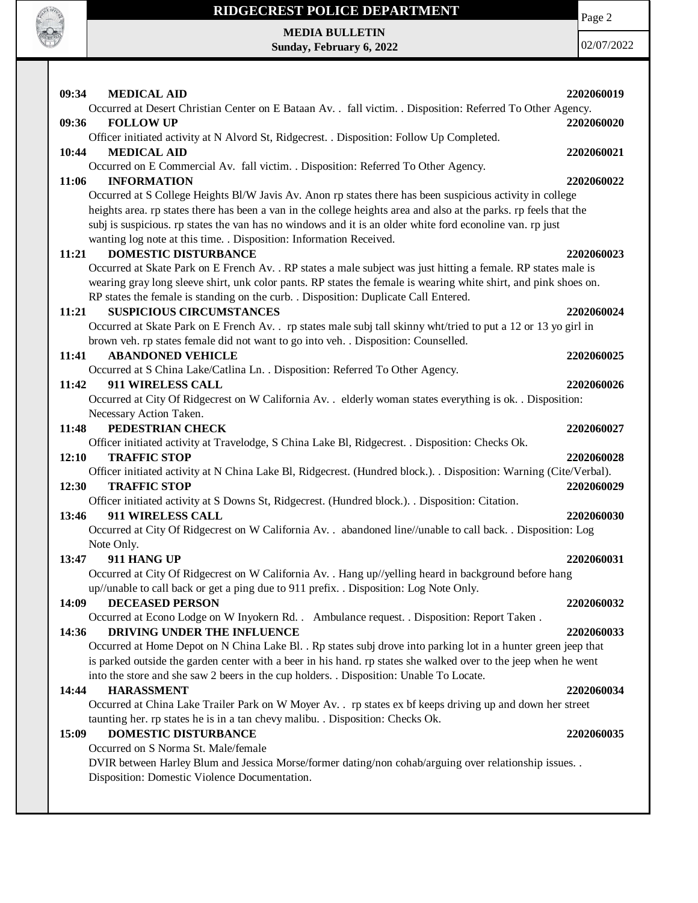**09:34 MEDICAL AID** **2202060019**

Occurred at Desert Christian Center on E Bataan Av. . fall victim. . Disposition: Referred To Other Agency.

**09:36 FOLLOW UP** **2202060020**

Officer initiated activity at N Alvord St, Ridgecrest. . Disposition: Follow Up Completed.

**10:44 MEDICAL AID** **2202060021**

Occurred on E Commercial Av. fall victim. . Disposition: Referred To Other Agency.

**11:06 INFORMATION** **2202060022**

Occurred at S College Heights Bl/W Javis Av. Anon rp states there has been suspicious activity in college heights area. rp states there has been a van in the college heights area and also at the parks. rp feels that the subj is suspicious. rp states the van has no windows and it is an older white ford econoline van. rp just wanting log note at this time. . Disposition: Information Received.

**11:21 DOMESTIC DISTURBANCE** **2202060023**

Occurred at Skate Park on E French Av. . RP states a male subject was just hitting a female. RP states male is wearing gray long sleeve shirt, unk color pants. RP states the female is wearing white shirt, and pink shoes on. RP states the female is standing on the curb. . Disposition: Duplicate Call Entered.

**11:21 SUSPICIOUS CIRCUMSTANCES** **2202060024**

Occurred at Skate Park on E French Av. . rp states male subj tall skinny wht/tried to put a 12 or 13 yo girl in brown veh. rp states female did not want to go into veh. . Disposition: Counselled.

**11:41 ABANDONED VEHICLE** **2202060025**

Occurred at S China Lake/Catlina Ln. . Disposition: Referred To Other Agency.

**11:42 911 WIRELESS CALL** **2202060026**

Occurred at City Of Ridgecrest on W California Av. . elderly woman states everything is ok. . Disposition: Necessary Action Taken.

**11:48 PEDESTRIAN CHECK** **2202060027**

Officer initiated activity at Travelodge, S China Lake Bl, Ridgecrest. . Disposition: Checks Ok.

**12:10 TRAFFIC STOP** **2202060028**

Officer initiated activity at N China Lake Bl, Ridgecrest. (Hundred block.). . Disposition: Warning (Cite/Verbal).

**12:30 TRAFFIC STOP** **2202060029**

Officer initiated activity at S Downs St, Ridgecrest. (Hundred block.). . Disposition: Citation.

**13:46 911 WIRELESS CALL** **2202060030**

Occurred at City Of Ridgecrest on W California Av. . abandoned line//unable to call back. . Disposition: Log Note Only.

**13:47 911 HANG UP** **2202060031**

Occurred at City Of Ridgecrest on W California Av. . Hang up//yelling heard in background before hang up//unable to call back or get a ping due to 911 prefix. . Disposition: Log Note Only.

**14:09 DECEASED PERSON** **2202060032**

Occurred at Econo Lodge on W Inyokern Rd. . Ambulance request. . Disposition: Report Taken .

**14:36 DRIVING UNDER THE INFLUENCE** **2202060033**

Occurred at Home Depot on N China Lake Bl. . Rp states subj drove into parking lot in a hunter green jeep that is parked outside the garden center with a beer in his hand. rp states she walked over to the jeep when he went into the store and she saw 2 beers in the cup holders. . Disposition: Unable To Locate.

**14:44 HARASSMENT** **2202060034**

Occurred at China Lake Trailer Park on W Moyer Av. . rp states ex bf keeps driving up and down her street taunting her. rp states he is in a tan chevy malibu. . Disposition: Checks Ok.

**15:09 DOMESTIC DISTURBANCE** **2202060035**

Occurred on S Norma St. Male/female
DVIR between Harley Blum and Jessica Morse/former dating/non cohab/arguing over relationship issues. . Disposition: Domestic Violence Documentation.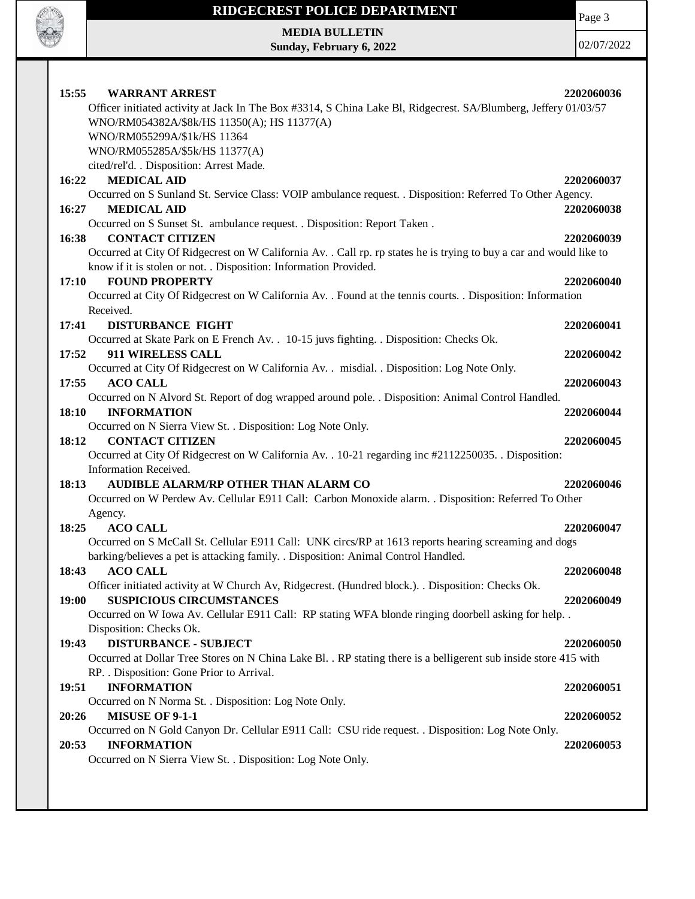**15:55 WARRANT ARREST** **2202060036**

Officer initiated activity at Jack In The Box #3314, S China Lake Bl, Ridgecrest. SA/Blumberg, Jeffery 01/03/57
WNO/RM054382A/$8k/HS 11350(A); HS 11377(A)
WNO/RM055299A/$1k/HS 11364
WNO/RM055285A/$5k/HS 11377(A)
cited/rel'd. . Disposition: Arrest Made.

**16:22 MEDICAL AID** **2202060037**

Occurred on S Sunland St. Service Class: VOIP ambulance request. . Disposition: Referred To Other Agency.

**16:27 MEDICAL AID** **2202060038**

Occurred on S Sunset St. ambulance request. . Disposition: Report Taken .

**16:38 CONTACT CITIZEN** **2202060039**

Occurred at City Of Ridgecrest on W California Av. . Call rp. rp states he is trying to buy a car and would like to know if it is stolen or not. . Disposition: Information Provided.

**17:10 FOUND PROPERTY** **2202060040**

Occurred at City Of Ridgecrest on W California Av. . Found at the tennis courts. . Disposition: Information Received.

**17:41 DISTURBANCE FIGHT** **2202060041**

Occurred at Skate Park on E French Av. . 10-15 juvs fighting. . Disposition: Checks Ok.

**17:52 911 WIRELESS CALL** **2202060042**

Occurred at City Of Ridgecrest on W California Av. . misdial. . Disposition: Log Note Only.

**17:55 ACO CALL** **2202060043**

Occurred on N Alvord St. Report of dog wrapped around pole. . Disposition: Animal Control Handled.

**18:10 INFORMATION** **2202060044**

Occurred on N Sierra View St. . Disposition: Log Note Only.

**18:12 CONTACT CITIZEN** **2202060045**

Occurred at City Of Ridgecrest on W California Av. . 10-21 regarding inc #2112250035. . Disposition: Information Received.

**18:13 AUDIBLE ALARM/RP OTHER THAN ALARM CO** **2202060046**

Occurred on W Perdew Av. Cellular E911 Call: Carbon Monoxide alarm. . Disposition: Referred To Other Agency.

**18:25 ACO CALL** **2202060047**

Occurred on S McCall St. Cellular E911 Call: UNK circs/RP at 1613 reports hearing screaming and dogs barking/believes a pet is attacking family. . Disposition: Animal Control Handled.

**18:43 ACO CALL** **2202060048**

Officer initiated activity at W Church Av, Ridgecrest. (Hundred block.). . Disposition: Checks Ok.

**19:00 SUSPICIOUS CIRCUMSTANCES** **2202060049**

Occurred on W Iowa Av. Cellular E911 Call: RP stating WFA blonde ringing doorbell asking for help. . Disposition: Checks Ok.

**19:43 DISTURBANCE - SUBJECT** **2202060050**

Occurred at Dollar Tree Stores on N China Lake Bl. . RP stating there is a belligerent sub inside store 415 with RP. . Disposition: Gone Prior to Arrival.

**19:51 INFORMATION** **2202060051**

Occurred on N Norma St. . Disposition: Log Note Only.

**20:26 MISUSE OF 9-1-1** **2202060052**

Occurred on N Gold Canyon Dr. Cellular E911 Call: CSU ride request. . Disposition: Log Note Only.

**20:53 INFORMATION** **2202060053**

Occurred on N Sierra View St. . Disposition: Log Note Only.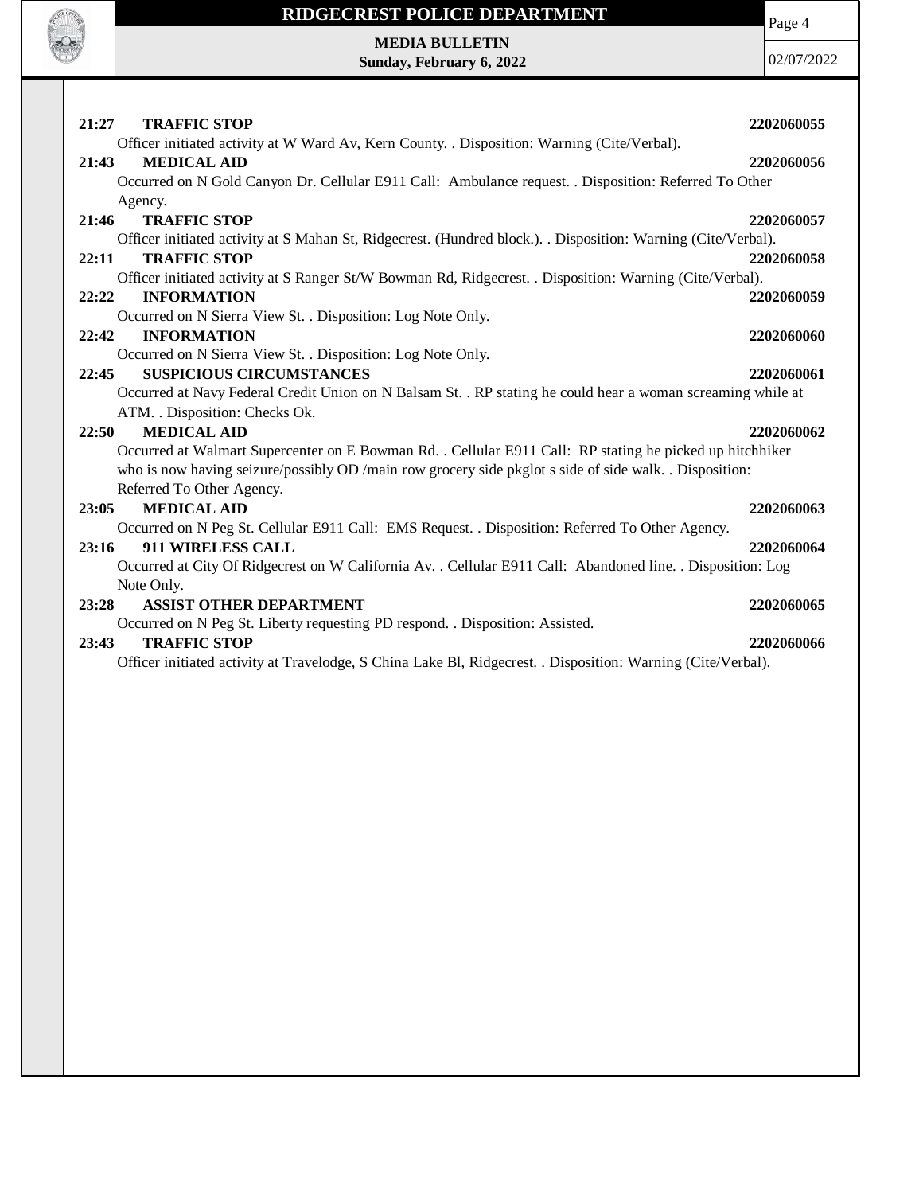**21:27 TRAFFIC STOP** **2202060055**

Officer initiated activity at W Ward Av, Kern County. . Disposition: Warning (Cite/Verbal).

**21:43 MEDICAL AID** **2202060056**

Occurred on N Gold Canyon Dr. Cellular E911 Call: Ambulance request. . Disposition: Referred To Other Agency.

**21:46 TRAFFIC STOP** **2202060057**

Officer initiated activity at S Mahan St, Ridgecrest. (Hundred block.). . Disposition: Warning (Cite/Verbal).

**22:11 TRAFFIC STOP** **2202060058**

Officer initiated activity at S Ranger St/W Bowman Rd, Ridgecrest. . Disposition: Warning (Cite/Verbal).

**22:22 INFORMATION** **2202060059**

Occurred on N Sierra View St. . Disposition: Log Note Only.

**22:42 INFORMATION** **2202060060**

Occurred on N Sierra View St. . Disposition: Log Note Only.

**22:45 SUSPICIOUS CIRCUMSTANCES** **2202060061**

Occurred at Navy Federal Credit Union on N Balsam St. . RP stating he could hear a woman screaming while at ATM. . Disposition: Checks Ok.

**22:50 MEDICAL AID** **2202060062**

Occurred at Walmart Supercenter on E Bowman Rd. . Cellular E911 Call: RP stating he picked up hitchhiker who is now having seizure/possibly OD /main row grocery side pkglot s side of side walk. . Disposition: Referred To Other Agency.

**23:05 MEDICAL AID** **2202060063**

Occurred on N Peg St. Cellular E911 Call: EMS Request. . Disposition: Referred To Other Agency.

**23:16 911 WIRELESS CALL** **2202060064**

Occurred at City Of Ridgecrest on W California Av. . Cellular E911 Call: Abandoned line. . Disposition: Log Note Only.

**23:28 ASSIST OTHER DEPARTMENT** **2202060065**

Occurred on N Peg St. Liberty requesting PD respond. . Disposition: Assisted.

**23:43 TRAFFIC STOP** **2202060066**

Officer initiated activity at Travelodge, S China Lake Bl, Ridgecrest. . Disposition: Warning (Cite/Verbal).